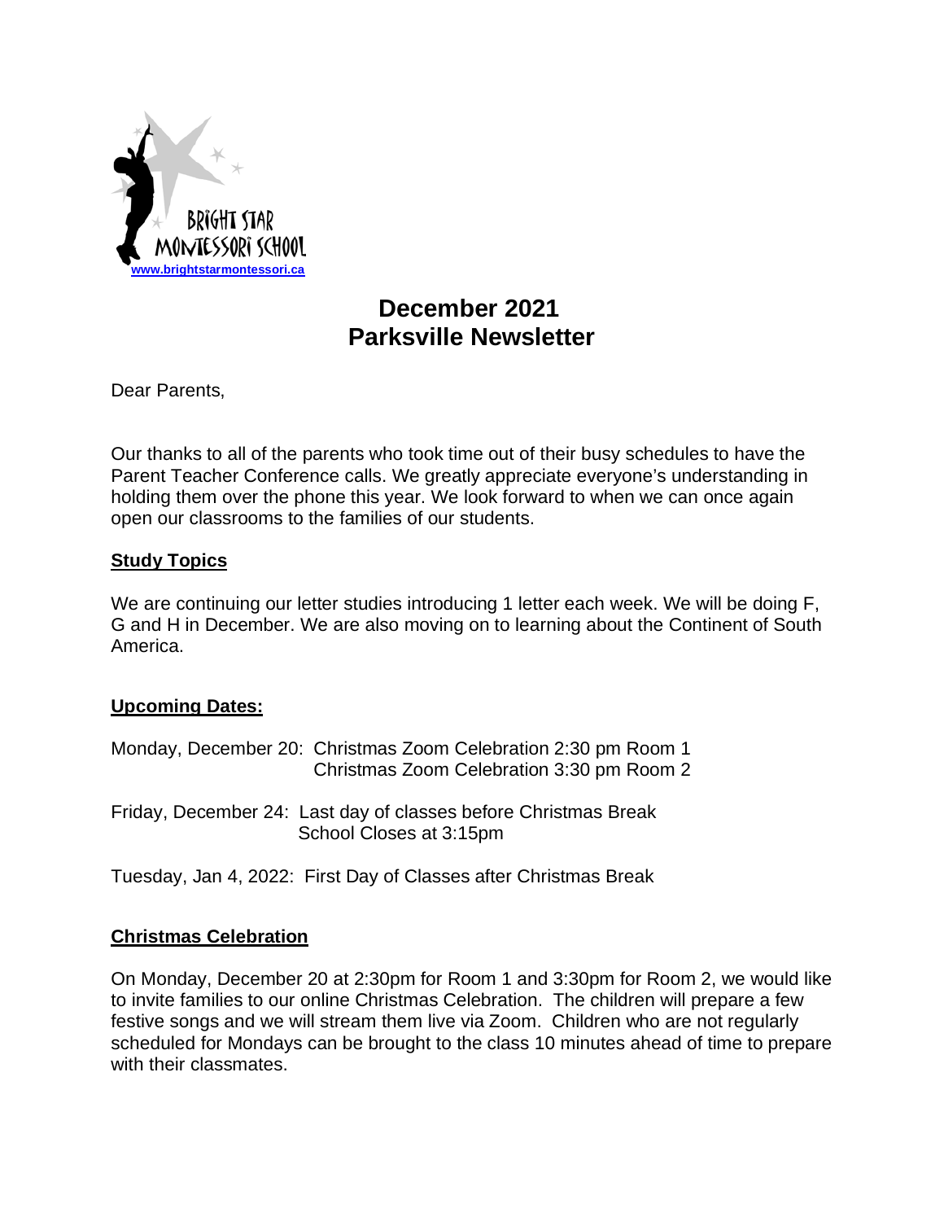BRIGHT STAR MONTESSORI SCHOOL

www.brightstarmontessori.ca

# December 2021
# Parksville Newsletter

Dear Parents,

Our thanks to all of the parents who took time out of their busy schedules to have the Parent Teacher Conference calls. We greatly appreciate everyone's understanding in holding them over the phone this year. We look forward to when we can once again open our classrooms to the families of our students.

## Study Topics

We are continuing our letter studies introducing 1 letter each week. We will be doing F, G and H in December. We are also moving on to learning about the Continent of South America.

## Upcoming Dates:

Monday, December 20: Christmas Zoom Celebration 2:30 pm Room 1
Christmas Zoom Celebration 3:30 pm Room 2

Friday, December 24: Last day of classes before Christmas Break
School Closes at 3:15pm

Tuesday, Jan 4, 2022: First Day of Classes after Christmas Break

## Christmas Celebration

On Monday, December 20 at 2:30pm for Room 1 and 3:30pm for Room 2, we would like to invite families to our online Christmas Celebration. The children will prepare a few festive songs and we will stream them live via Zoom. Children who are not regularly scheduled for Mondays can be brought to the class 10 minutes ahead of time to prepare with their classmates.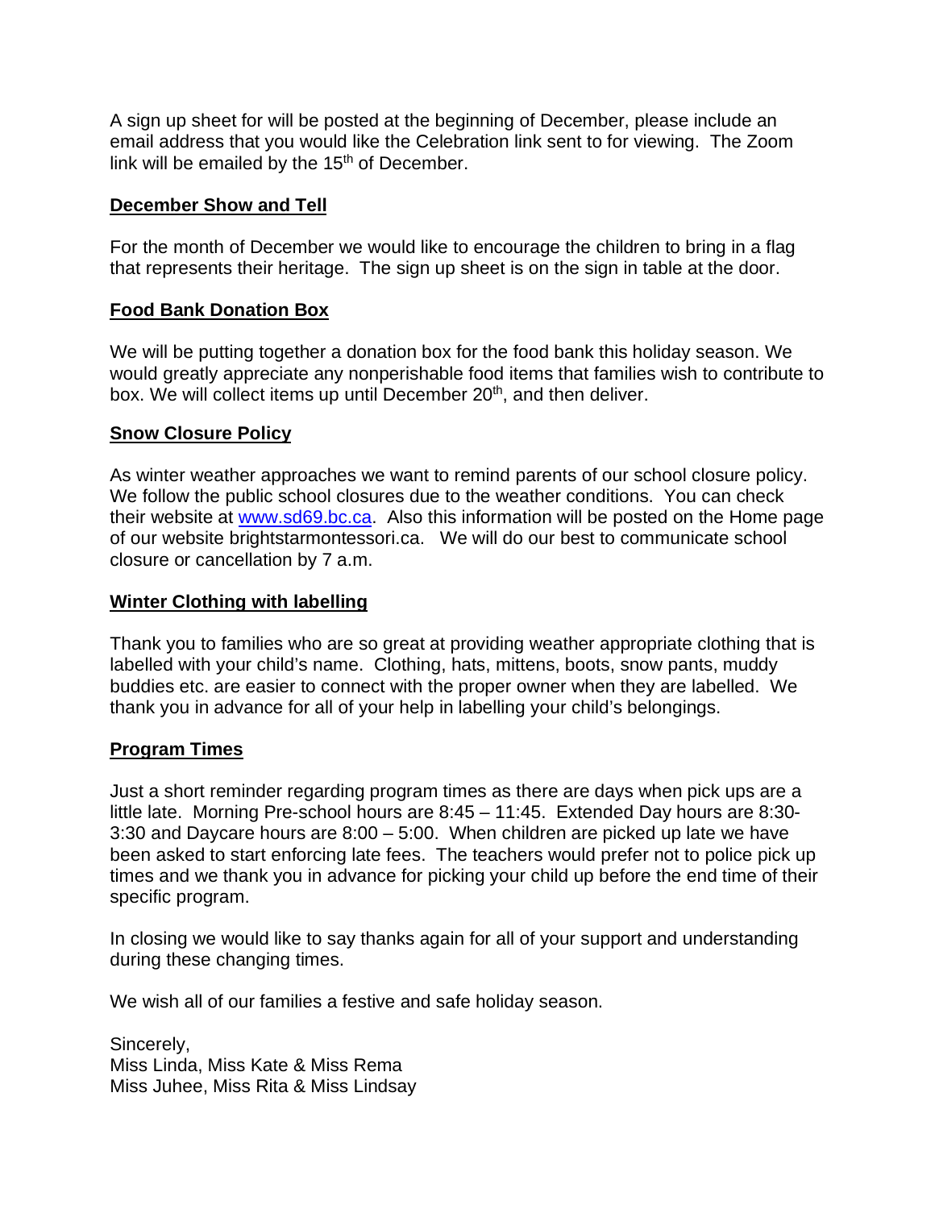A sign up sheet for will be posted at the beginning of December, please include an email address that you would like the Celebration link sent to for viewing. The Zoom link will be emailed by the 15th of December.

## December Show and Tell

For the month of December we would like to encourage the children to bring in a flag that represents their heritage. The sign up sheet is on the sign in table at the door.

## Food Bank Donation Box

We will be putting together a donation box for the food bank this holiday season. We would greatly appreciate any nonperishable food items that families wish to contribute to box. We will collect items up until December 20th, and then deliver.

## Snow Closure Policy

As winter weather approaches we want to remind parents of our school closure policy. We follow the public school closures due to the weather conditions. You can check their website at [www.sd69.bc.ca](http://www.sd69.bc.ca). Also this information will be posted on the Home page of our website brightstarmontessori.ca. We will do our best to communicate school closure or cancellation by 7 a.m.

## Winter Clothing with labelling

Thank you to families who are so great at providing weather appropriate clothing that is labelled with your child's name. Clothing, hats, mittens, boots, snow pants, muddy buddies etc. are easier to connect with the proper owner when they are labelled. We thank you in advance for all of your help in labelling your child's belongings.

## Program Times

Just a short reminder regarding program times as there are days when pick ups are a little late. Morning Pre-school hours are 8:45 – 11:45. Extended Day hours are 8:30-3:30 and Daycare hours are 8:00 – 5:00. When children are picked up late we have been asked to start enforcing late fees. The teachers would prefer not to police pick up times and we thank you in advance for picking your child up before the end time of their specific program.

In closing we would like to say thanks again for all of your support and understanding during these changing times.

We wish all of our families a festive and safe holiday season.

Sincerely,
Miss Linda, Miss Kate & Miss Rema
Miss Juhee, Miss Rita & Miss Lindsay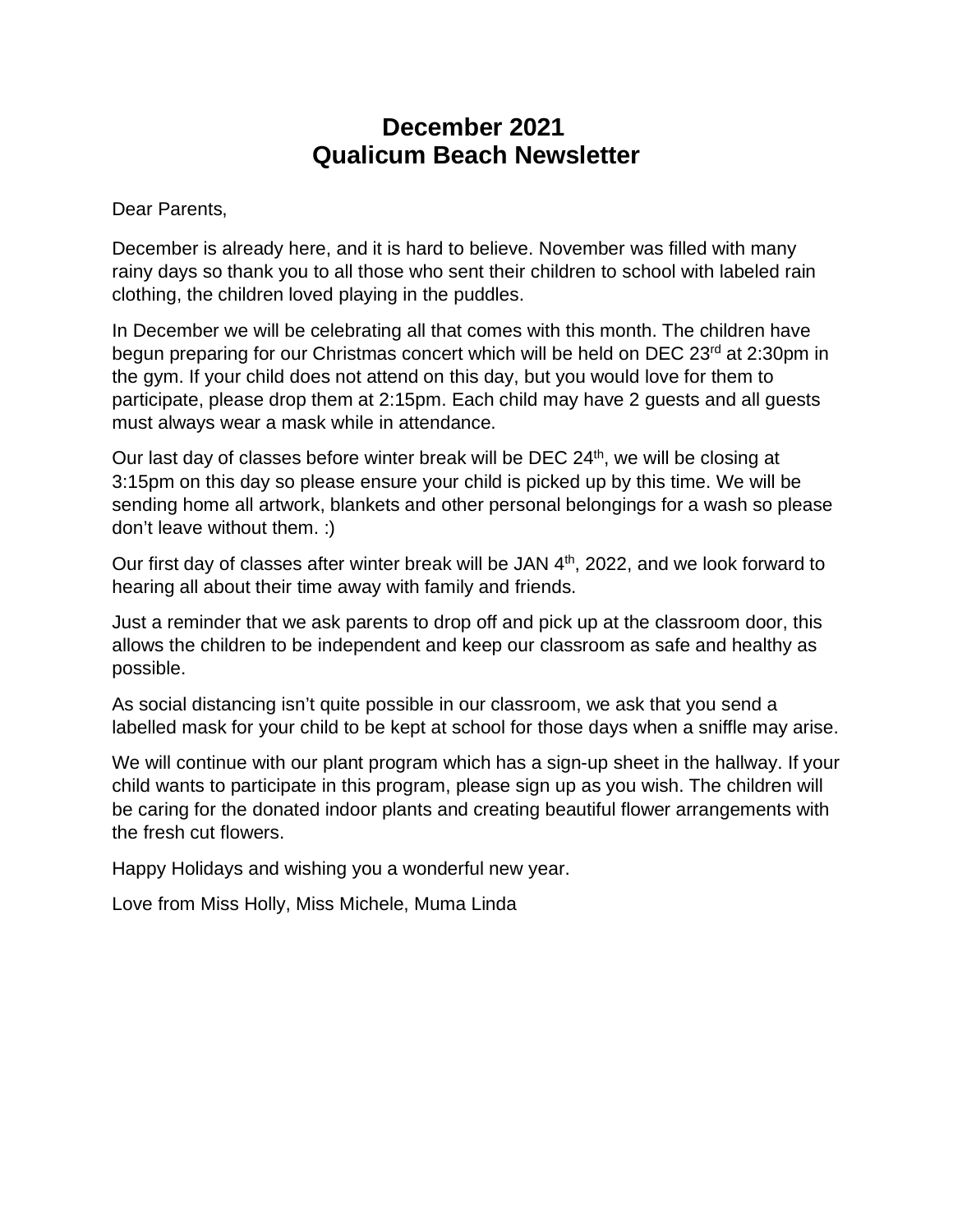# December 2021
# Qualicum Beach Newsletter

Dear Parents,

December is already here, and it is hard to believe. November was filled with many rainy days so thank you to all those who sent their children to school with labeled rain clothing, the children loved playing in the puddles.

In December we will be celebrating all that comes with this month. The children have begun preparing for our Christmas concert which will be held on DEC 23rd at 2:30pm in the gym. If your child does not attend on this day, but you would love for them to participate, please drop them at 2:15pm. Each child may have 2 guests and all guests must always wear a mask while in attendance.

Our last day of classes before winter break will be DEC 24th, we will be closing at 3:15pm on this day so please ensure your child is picked up by this time. We will be sending home all artwork, blankets and other personal belongings for a wash so please don't leave without them. :)

Our first day of classes after winter break will be JAN 4th, 2022, and we look forward to hearing all about their time away with family and friends.

Just a reminder that we ask parents to drop off and pick up at the classroom door, this allows the children to be independent and keep our classroom as safe and healthy as possible.

As social distancing isn't quite possible in our classroom, we ask that you send a labelled mask for your child to be kept at school for those days when a sniffle may arise.

We will continue with our plant program which has a sign-up sheet in the hallway. If your child wants to participate in this program, please sign up as you wish. The children will be caring for the donated indoor plants and creating beautiful flower arrangements with the fresh cut flowers.

Happy Holidays and wishing you a wonderful new year.

Love from Miss Holly, Miss Michele, Muma Linda